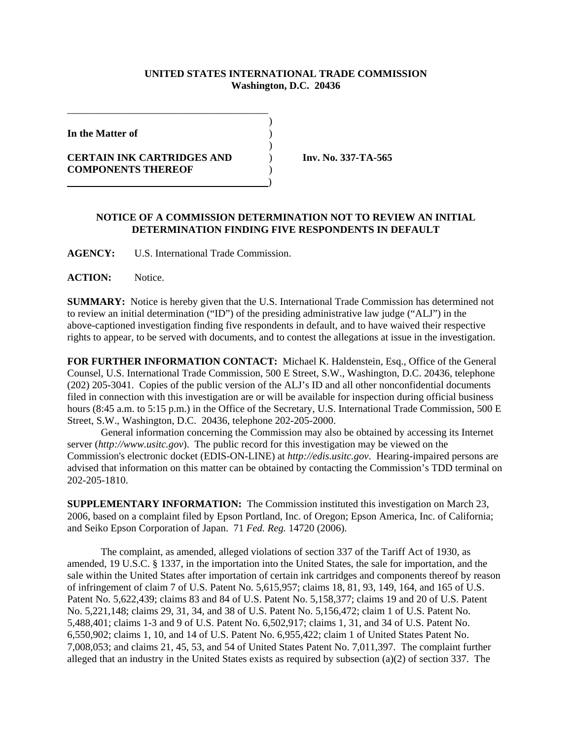**UNITED STATES INTERNATIONAL TRADE COMMISSION**
**Washington, D.C. 20436**

**In the Matter of**

**CERTAIN INK CARTRIDGES AND COMPONENTS THEREOF**

**Inv. No. 337-TA-565**

**NOTICE OF A COMMISSION DETERMINATION NOT TO REVIEW AN INITIAL DETERMINATION FINDING FIVE RESPONDENTS IN DEFAULT**

**AGENCY:** U.S. International Trade Commission.

**ACTION:** Notice.

**SUMMARY:** Notice is hereby given that the U.S. International Trade Commission has determined not to review an initial determination ("ID") of the presiding administrative law judge ("ALJ") in the above-captioned investigation finding five respondents in default, and to have waived their respective rights to appear, to be served with documents, and to contest the allegations at issue in the investigation.

**FOR FURTHER INFORMATION CONTACT:** Michael K. Haldenstein, Esq., Office of the General Counsel, U.S. International Trade Commission, 500 E Street, S.W., Washington, D.C. 20436, telephone (202) 205-3041. Copies of the public version of the ALJ's ID and all other nonconfidential documents filed in connection with this investigation are or will be available for inspection during official business hours (8:45 a.m. to 5:15 p.m.) in the Office of the Secretary, U.S. International Trade Commission, 500 E Street, S.W., Washington, D.C. 20436, telephone 202-205-2000.

General information concerning the Commission may also be obtained by accessing its Internet server (*http://www.usitc.gov*). The public record for this investigation may be viewed on the Commission's electronic docket (EDIS-ON-LINE) at *http://edis.usitc.gov*. Hearing-impaired persons are advised that information on this matter can be obtained by contacting the Commission's TDD terminal on 202-205-1810.

**SUPPLEMENTARY INFORMATION:** The Commission instituted this investigation on March 23, 2006, based on a complaint filed by Epson Portland, Inc. of Oregon; Epson America, Inc. of California; and Seiko Epson Corporation of Japan. 71 *Fed. Reg.* 14720 (2006).

The complaint, as amended, alleged violations of section 337 of the Tariff Act of 1930, as amended, 19 U.S.C. § 1337, in the importation into the United States, the sale for importation, and the sale within the United States after importation of certain ink cartridges and components thereof by reason of infringement of claim 7 of U.S. Patent No. 5,615,957; claims 18, 81, 93, 149, 164, and 165 of U.S. Patent No. 5,622,439; claims 83 and 84 of U.S. Patent No. 5,158,377; claims 19 and 20 of U.S. Patent No. 5,221,148; claims 29, 31, 34, and 38 of U.S. Patent No. 5,156,472; claim 1 of U.S. Patent No. 5,488,401; claims 1-3 and 9 of U.S. Patent No. 6,502,917; claims 1, 31, and 34 of U.S. Patent No. 6,550,902; claims 1, 10, and 14 of U.S. Patent No. 6,955,422; claim 1 of United States Patent No. 7,008,053; and claims 21, 45, 53, and 54 of United States Patent No. 7,011,397. The complaint further alleged that an industry in the United States exists as required by subsection (a)(2) of section 337. The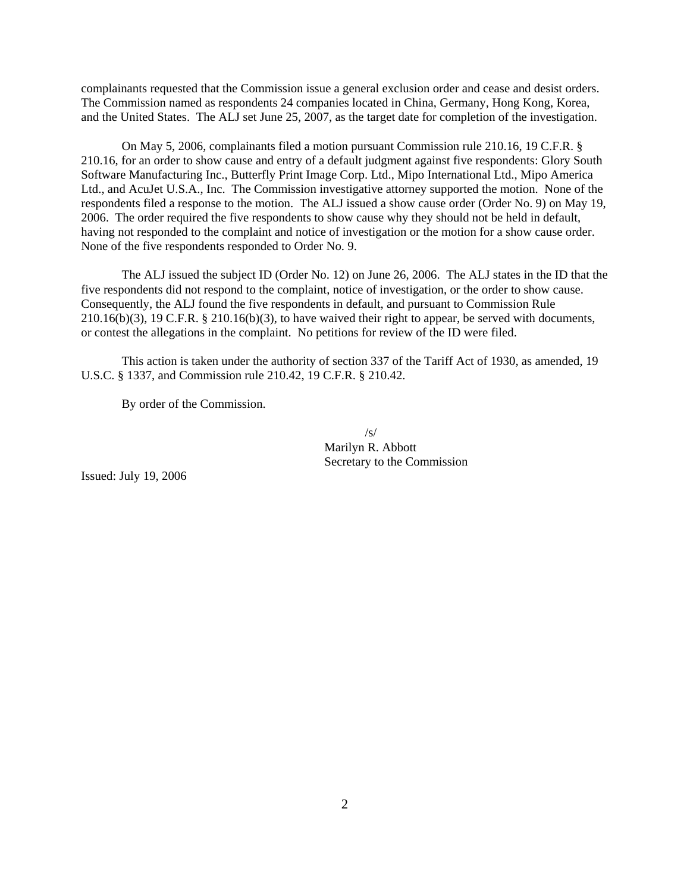complainants requested that the Commission issue a general exclusion order and cease and desist orders. The Commission named as respondents 24 companies located in China, Germany, Hong Kong, Korea, and the United States. The ALJ set June 25, 2007, as the target date for completion of the investigation.

On May 5, 2006, complainants filed a motion pursuant Commission rule 210.16, 19 C.F.R. § 210.16, for an order to show cause and entry of a default judgment against five respondents: Glory South Software Manufacturing Inc., Butterfly Print Image Corp. Ltd., Mipo International Ltd., Mipo America Ltd., and AcuJet U.S.A., Inc. The Commission investigative attorney supported the motion. None of the respondents filed a response to the motion. The ALJ issued a show cause order (Order No. 9) on May 19, 2006. The order required the five respondents to show cause why they should not be held in default, having not responded to the complaint and notice of investigation or the motion for a show cause order. None of the five respondents responded to Order No. 9.

The ALJ issued the subject ID (Order No. 12) on June 26, 2006. The ALJ states in the ID that the five respondents did not respond to the complaint, notice of investigation, or the order to show cause. Consequently, the ALJ found the five respondents in default, and pursuant to Commission Rule 210.16(b)(3), 19 C.F.R. § 210.16(b)(3), to have waived their right to appear, be served with documents, or contest the allegations in the complaint. No petitions for review of the ID were filed.

This action is taken under the authority of section 337 of the Tariff Act of 1930, as amended, 19 U.S.C. § 1337, and Commission rule 210.42, 19 C.F.R. § 210.42.

By order of the Commission.

/s/
Marilyn R. Abbott
Secretary to the Commission

Issued: July 19, 2006